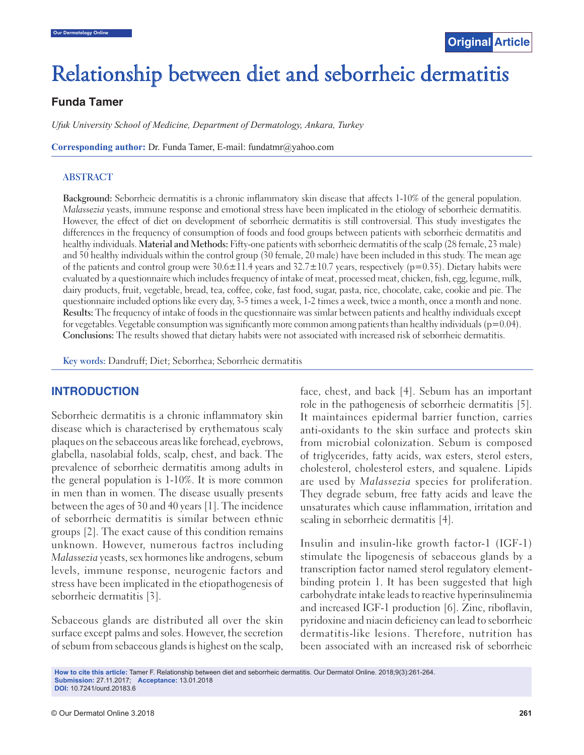Original Article

# Relationship between diet and seborrheic dermatitis

**Funda Tamer**

*Ufuk University School of Medicine, Department of Dermatology, Ankara, Turkey*

**Corresponding author:** Dr. Funda Tamer, E-mail: fundatmr@yahoo.com

## ABSTRACT

**Background:** Seborrheic dermatitis is a chronic inflammatory skin disease that affects 1-10% of the general population. *Malassezia* yeasts, immune response and emotional stress have been implicated in the etiology of seborrheic dermatitis. However, the effect of diet on development of seborrheic dermatitis is still controversial. This study investigates the differences in the frequency of consumption of foods and food groups between patients with seborrheic dermatitis and healthy individuals. **Material and Methods:** Fifty-one patients with seborrheic dermatitis of the scalp (28 female, 23 male) and 50 healthy individuals within the control group (30 female, 20 male) have been included in this study. The mean age of the patients and control group were 30.6±11.4 years and 32.7±10.7 years, respectively (p=0.35). Dietary habits were evaluated by a questionnaire which includes frequency of intake of meat, processed meat, chicken, fish, egg, legume, milk, dairy products, fruit, vegetable, bread, tea, coffee, coke, fast food, sugar, pasta, rice, chocolate, cake, cookie and pie. The questionnaire included options like every day, 3-5 times a week, 1-2 times a week, twice a month, once a month and none. **Results:** The frequency of intake of foods in the questionnaire was simlar between patients and healthy individuals except for vegetables. Vegetable consumption was significantly more common among patients than healthy individuals (p=0.04). **Conclusions:** The results showed that dietary habits were not associated with increased risk of seborrheic dermatitis.

**Key words:** Dandruff; Diet; Seborrhea; Seborrheic dermatitis

## INTRODUCTION

Seborrheic dermatitis is a chronic inflammatory skin disease which is characterised by erythematous scaly plaques on the sebaceous areas like forehead, eyebrows, glabella, nasolabial folds, scalp, chest, and back. The prevalence of seborrheic dermatitis among adults in the general population is 1-10%. It is more common in men than in women. The disease usually presents between the ages of 30 and 40 years [1]. The incidence of seborrheic dermatitis is similar between ethnic groups [2]. The exact cause of this condition remains unknown. However, numerous factros including *Malassezia* yeasts, sex hormones like androgens, sebum levels, immune response, neurogenic factors and stress have been implicated in the etiopathogenesis of seborrheic dermatitis [3].

Sebaceous glands are distributed all over the skin surface except palms and soles. However, the secretion of sebum from sebaceous glands is highest on the scalp, face, chest, and back [4]. Sebum has an important role in the pathogenesis of seborrheic dermatitis [5]. It maintainces epidermal barrier function, carries anti-oxidants to the skin surface and protects skin from microbial colonization. Sebum is composed of triglycerides, fatty acids, wax esters, sterol esters, cholesterol, cholesterol esters, and squalene. Lipids are used by *Malassezia* species for proliferation. They degrade sebum, free fatty acids and leave the unsaturates which cause inflammation, irritation and scaling in seborrheic dermatitis [4].

Insulin and insulin-like growth factor-1 (IGF-1) stimulate the lipogenesis of sebaceous glands by a transcription factor named sterol regulatory element-binding protein 1. It has been suggested that high carbohydrate intake leads to reactive hyperinsulinemia and increased IGF-1 production [6]. Zinc, riboflavin, pyridoxine and niacin deficiency can lead to seborrheic dermatitis-like lesions. Therefore, nutrition has been associated with an increased risk of seborrheic

**How to cite this article:** Tamer F. Relationship between diet and seborrheic dermatitis. Our Dermatol Online. 2018;9(3):261-264.
**Submission:** 27.11.2017; **Acceptance:** 13.01.2018
**DOI:** 10.7241/ourd.20183.6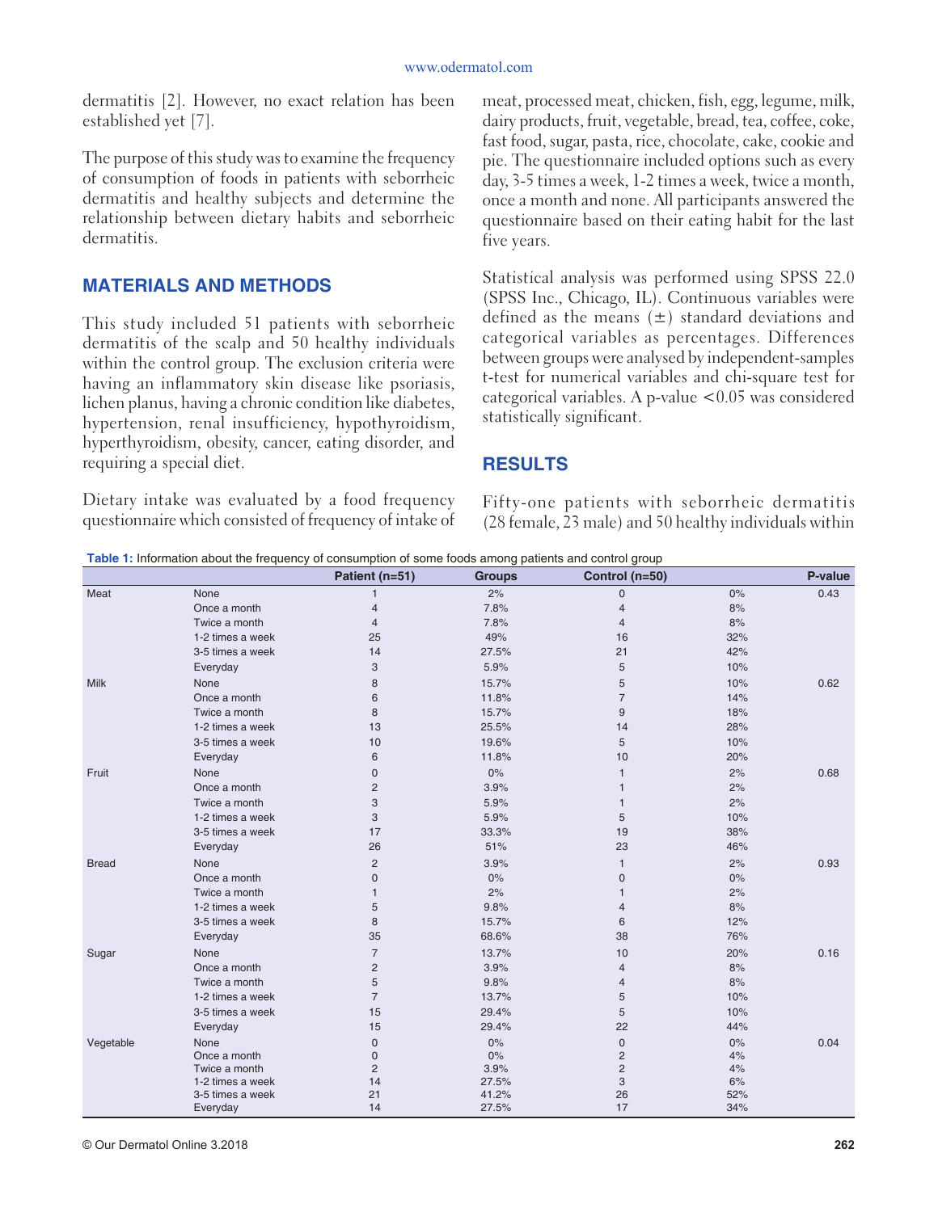dermatitis [2]. However, no exact relation has been established yet [7].

The purpose of this study was to examine the frequency of consumption of foods in patients with seborrheic dermatitis and healthy subjects and determine the relationship between dietary habits and seborrheic dermatitis.

## MATERIALS AND METHODS

This study included 51 patients with seborrheic dermatitis of the scalp and 50 healthy individuals within the control group. The exclusion criteria were having an inflammatory skin disease like psoriasis, lichen planus, having a chronic condition like diabetes, hypertension, renal insufficiency, hypothyroidism, hyperthyroidism, obesity, cancer, eating disorder, and requiring a special diet.

Dietary intake was evaluated by a food frequency questionnaire which consisted of frequency of intake of meat, processed meat, chicken, fish, egg, legume, milk, dairy products, fruit, vegetable, bread, tea, coffee, coke, fast food, sugar, pasta, rice, chocolate, cake, cookie and pie. The questionnaire included options such as every day, 3-5 times a week, 1-2 times a week, twice a month, once a month and none. All participants answered the questionnaire based on their eating habit for the last five years.

Statistical analysis was performed using SPSS 22.0 (SPSS Inc., Chicago, IL). Continuous variables were defined as the means (±) standard deviations and categorical variables as percentages. Differences between groups were analysed by independent-samples t-test for numerical variables and chi-square test for categorical variables. A p-value <0.05 was considered statistically significant.

## RESULTS

Fifty-one patients with seborrheic dermatitis (28 female, 23 male) and 50 healthy individuals within

**Table 1:** Information about the frequency of consumption of some foods among patients and control group

| | | Patient (n=51) | Groups | Control (n=50) | | P-value |
|---|---|---|---|---|---|---|
| Meat | None | 1 | 2% | 0 | 0% | 0.43 |
| | Once a month | 4 | 7.8% | 4 | 8% | |
| | Twice a month | 4 | 7.8% | 4 | 8% | |
| | 1-2 times a week | 25 | 49% | 16 | 32% | |
| | 3-5 times a week | 14 | 27.5% | 21 | 42% | |
| | Everyday | 3 | 5.9% | 5 | 10% | |
| Milk | None | 8 | 15.7% | 5 | 10% | 0.62 |
| | Once a month | 6 | 11.8% | 7 | 14% | |
| | Twice a month | 8 | 15.7% | 9 | 18% | |
| | 1-2 times a week | 13 | 25.5% | 14 | 28% | |
| | 3-5 times a week | 10 | 19.6% | 5 | 10% | |
| | Everyday | 6 | 11.8% | 10 | 20% | |
| Fruit | None | 0 | 0% | 1 | 2% | 0.68 |
| | Once a month | 2 | 3.9% | 1 | 2% | |
| | Twice a month | 3 | 5.9% | 1 | 2% | |
| | 1-2 times a week | 3 | 5.9% | 5 | 10% | |
| | 3-5 times a week | 17 | 33.3% | 19 | 38% | |
| | Everyday | 26 | 51% | 23 | 46% | |
| Bread | None | 2 | 3.9% | 1 | 2% | 0.93 |
| | Once a month | 0 | 0% | 0 | 0% | |
| | Twice a month | 1 | 2% | 1 | 2% | |
| | 1-2 times a week | 5 | 9.8% | 4 | 8% | |
| | 3-5 times a week | 8 | 15.7% | 6 | 12% | |
| | Everyday | 35 | 68.6% | 38 | 76% | |
| Sugar | None | 7 | 13.7% | 10 | 20% | 0.16 |
| | Once a month | 2 | 3.9% | 4 | 8% | |
| | Twice a month | 5 | 9.8% | 4 | 8% | |
| | 1-2 times a week | 7 | 13.7% | 5 | 10% | |
| | 3-5 times a week | 15 | 29.4% | 5 | 10% | |
| | Everyday | 15 | 29.4% | 22 | 44% | |
| Vegetable | None | 0 | 0% | 0 | 0% | 0.04 |
| | Once a month | 0 | 0% | 2 | 4% | |
| | Twice a month | 2 | 3.9% | 2 | 4% | |
| | 1-2 times a week | 14 | 27.5% | 3 | 6% | |
| | 3-5 times a week | 21 | 41.2% | 26 | 52% | |
| | Everyday | 14 | 27.5% | 17 | 34% | |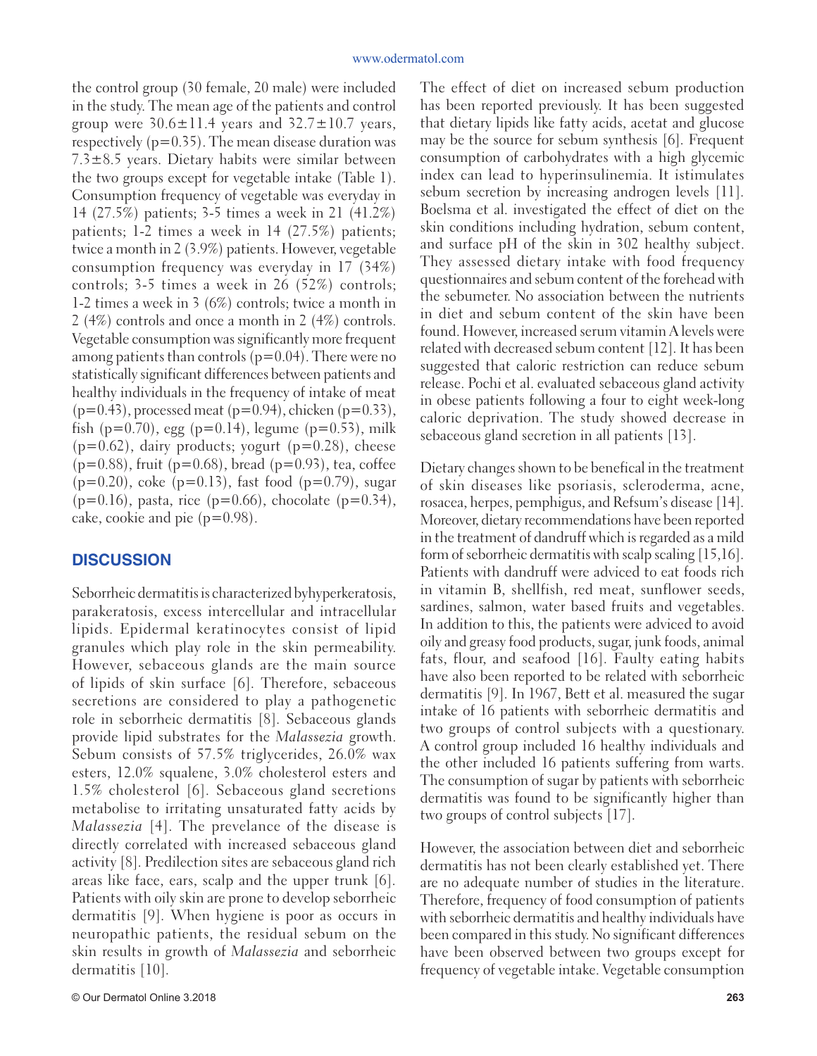the control group (30 female, 20 male) were included in the study. The mean age of the patients and control group were 30.6±11.4 years and 32.7±10.7 years, respectively (p=0.35). The mean disease duration was 7.3±8.5 years. Dietary habits were similar between the two groups except for vegetable intake (Table 1). Consumption frequency of vegetable was everyday in 14 (27.5%) patients; 3-5 times a week in 21 (41.2%) patients; 1-2 times a week in 14 (27.5%) patients; twice a month in 2 (3.9%) patients. However, vegetable consumption frequency was everyday in 17 (34%) controls; 3-5 times a week in 26 (52%) controls; 1-2 times a week in 3 (6%) controls; twice a month in 2 (4%) controls and once a month in 2 (4%) controls. Vegetable consumption was significantly more frequent among patients than controls (p=0.04). There were no statistically significant differences between patients and healthy individuals in the frequency of intake of meat (p=0.43), processed meat (p=0.94), chicken (p=0.33), fish (p=0.70), egg (p=0.14), legume (p=0.53), milk (p=0.62), dairy products; yogurt (p=0.28), cheese (p=0.88), fruit (p=0.68), bread (p=0.93), tea, coffee (p=0.20), coke (p=0.13), fast food (p=0.79), sugar (p=0.16), pasta, rice (p=0.66), chocolate (p=0.34), cake, cookie and pie (p=0.98).

## DISCUSSION

Seborrheic dermatitis is characterized byhyperkeratosis, parakeratosis, excess intercellular and intracellular lipids. Epidermal keratinocytes consist of lipid granules which play role in the skin permeability. However, sebaceous glands are the main source of lipids of skin surface [6]. Therefore, sebaceous secretions are considered to play a pathogenetic role in seborrheic dermatitis [8]. Sebaceous glands provide lipid substrates for the *Malassezia* growth. Sebum consists of 57.5% triglycerides, 26.0% wax esters, 12.0% squalene, 3.0% cholesterol esters and 1.5% cholesterol [6]. Sebaceous gland secretions metabolise to irritating unsaturated fatty acids by *Malassezia* [4]. The prevelance of the disease is directly correlated with increased sebaceous gland activity [8]. Predilection sites are sebaceous gland rich areas like face, ears, scalp and the upper trunk [6]. Patients with oily skin are prone to develop seborrheic dermatitis [9]. When hygiene is poor as occurs in neuropathic patients, the residual sebum on the skin results in growth of *Malassezia* and seborrheic dermatitis [10].

The effect of diet on increased sebum production has been reported previously. It has been suggested that dietary lipids like fatty acids, acetat and glucose may be the source for sebum synthesis [6]. Frequent consumption of carbohydrates with a high glycemic index can lead to hyperinsulinemia. It istimulates sebum secretion by increasing androgen levels [11]. Boelsma et al. investigated the effect of diet on the skin conditions including hydration, sebum content, and surface pH of the skin in 302 healthy subject. They assessed dietary intake with food frequency questionnaires and sebum content of the forehead with the sebumeter. No association between the nutrients in diet and sebum content of the skin have been found. However, increased serum vitamin A levels were related with decreased sebum content [12]. It has been suggested that caloric restriction can reduce sebum release. Pochi et al. evaluated sebaceous gland activity in obese patients following a four to eight week-long caloric deprivation. The study showed decrease in sebaceous gland secretion in all patients [13].

Dietary changes shown to be benefical in the treatment of skin diseases like psoriasis, scleroderma, acne, rosacea, herpes, pemphigus, and Refsum's disease [14]. Moreover, dietary recommendations have been reported in the treatment of dandruff which is regarded as a mild form of seborrheic dermatitis with scalp scaling [15,16]. Patients with dandruff were adviced to eat foods rich in vitamin B, shellfish, red meat, sunflower seeds, sardines, salmon, water based fruits and vegetables. In addition to this, the patients were adviced to avoid oily and greasy food products, sugar, junk foods, animal fats, flour, and seafood [16]. Faulty eating habits have also been reported to be related with seborrheic dermatitis [9]. In 1967, Bett et al. measured the sugar intake of 16 patients with seborrheic dermatitis and two groups of control subjects with a questionary. A control group included 16 healthy individuals and the other included 16 patients suffering from warts. The consumption of sugar by patients with seborrheic dermatitis was found to be significantly higher than two groups of control subjects [17].

However, the association between diet and seborrheic dermatitis has not been clearly established yet. There are no adequate number of studies in the literature. Therefore, frequency of food consumption of patients with seborrheic dermatitis and healthy individuals have been compared in this study. No significant differences have been observed between two groups except for frequency of vegetable intake. Vegetable consumption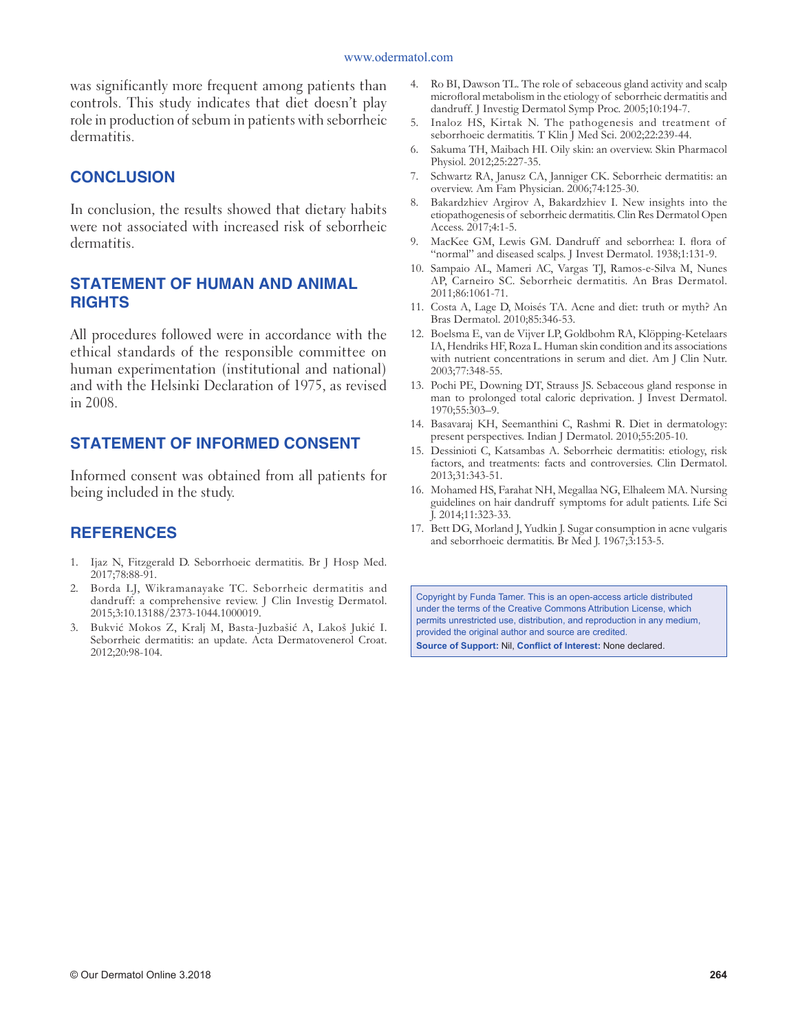was significantly more frequent among patients than controls. This study indicates that diet doesn't play role in production of sebum in patients with seborrheic dermatitis.

## CONCLUSION

In conclusion, the results showed that dietary habits were not associated with increased risk of seborrheic dermatitis.

## STATEMENT OF HUMAN AND ANIMAL RIGHTS

All procedures followed were in accordance with the ethical standards of the responsible committee on human experimentation (institutional and national) and with the Helsinki Declaration of 1975, as revised in 2008.

## STATEMENT OF INFORMED CONSENT

Informed consent was obtained from all patients for being included in the study.

## REFERENCES

1. Ijaz N, Fitzgerald D. Seborrhoeic dermatitis. Br J Hosp Med. 2017;78:88-91.
2. Borda LJ, Wikramanayake TC. Seborrheic dermatitis and dandruff: a comprehensive review. J Clin Investig Dermatol. 2015;3:10.13188/2373-1044.1000019.
3. Bukvić Mokos Z, Kralj M, Basta-Juzbašić A, Lakoš Jukić I. Seborrheic dermatitis: an update. Acta Dermatovenerol Croat. 2012;20:98-104.
4. Ro BI, Dawson TL. The role of sebaceous gland activity and scalp microfloral metabolism in the etiology of seborrheic dermatitis and dandruff. J Investig Dermatol Symp Proc. 2005;10:194-7.
5. Inaloz HS, Kirtak N. The pathogenesis and treatment of seborrhoeic dermatitis. T Klin J Med Sci. 2002;22:239-44.
6. Sakuma TH, Maibach HI. Oily skin: an overview. Skin Pharmacol Physiol. 2012;25:227-35.
7. Schwartz RA, Janusz CA, Janniger CK. Seborrheic dermatitis: an overview. Am Fam Physician. 2006;74:125-30.
8. Bakardzhiev Argirov A, Bakardzhiev I. New insights into the etiopathogenesis of seborrheic dermatitis. Clin Res Dermatol Open Access. 2017;4:1-5.
9. MacKee GM, Lewis GM. Dandruff and seborrhea: I. flora of "normal" and diseased scalps. J Invest Dermatol. 1938;1:131-9.
10. Sampaio AL, Mameri AC, Vargas TJ, Ramos-e-Silva M, Nunes AP, Carneiro SC. Seborrheic dermatitis. An Bras Dermatol. 2011;86:1061-71.
11. Costa A, Lage D, Moisés TA. Acne and diet: truth or myth? An Bras Dermatol. 2010;85:346-53.
12. Boelsma E, van de Vijver LP, Goldbohm RA, Klöpping-Ketelaars IA, Hendriks HF, Roza L. Human skin condition and its associations with nutrient concentrations in serum and diet. Am J Clin Nutr. 2003;77:348-55.
13. Pochi PE, Downing DT, Strauss JS. Sebaceous gland response in man to prolonged total caloric deprivation. J Invest Dermatol. 1970;55:303–9.
14. Basavaraj KH, Seemanthini C, Rashmi R. Diet in dermatology: present perspectives. Indian J Dermatol. 2010;55:205-10.
15. Dessinioti C, Katsambas A. Seborrheic dermatitis: etiology, risk factors, and treatments: facts and controversies. Clin Dermatol. 2013;31:343-51.
16. Mohamed HS, Farahat NH, Megallaa NG, Elhaleem MA. Nursing guidelines on hair dandruff symptoms for adult patients. Life Sci J. 2014;11:323-33.
17. Bett DG, Morland J, Yudkin J. Sugar consumption in acne vulgaris and seborrhoeic dermatitis. Br Med J. 1967;3:153-5.

Copyright by Funda Tamer. This is an open-access article distributed under the terms of the Creative Commons Attribution License, which permits unrestricted use, distribution, and reproduction in any medium, provided the original author and source are credited.

**Source of Support:** Nil, **Conflict of Interest:** None declared.